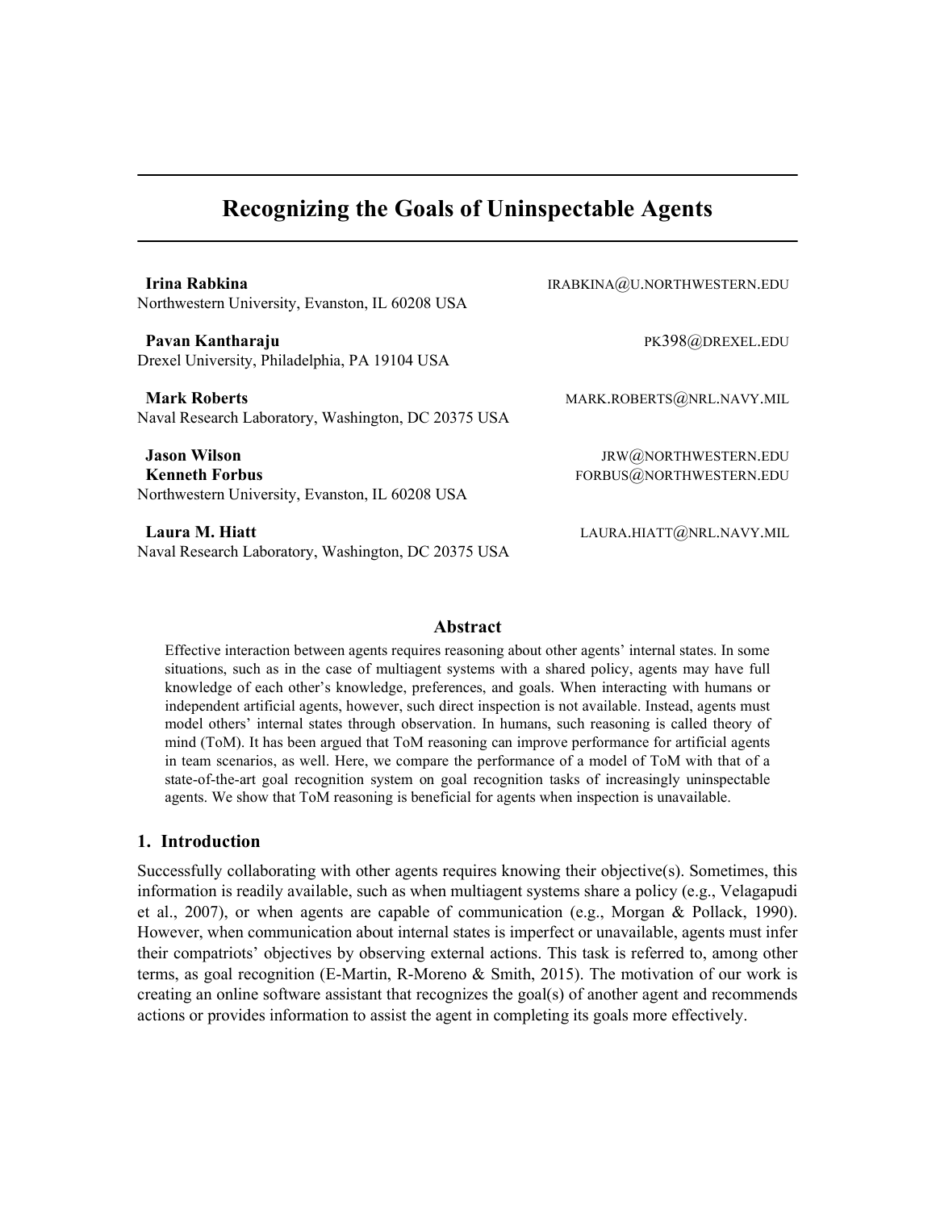# Recognizing the Goals of Uninspectable Agents

**Irina Rabkina** IRABKINA@U.NORTHWESTERN.EDU
Northwestern University, Evanston, IL 60208 USA

**Pavan Kantharaju** PK398@DREXEL.EDU
Drexel University, Philadelphia, PA 19104 USA

**Mark Roberts** MARK.ROBERTS@NRL.NAVY.MIL
Naval Research Laboratory, Washington, DC 20375 USA

**Jason Wilson** JRW@NORTHWESTERN.EDU
**Kenneth Forbus** FORBUS@NORTHWESTERN.EDU
Northwestern University, Evanston, IL 60208 USA

**Laura M. Hiatt** LAURA.HIATT@NRL.NAVY.MIL
Naval Research Laboratory, Washington, DC 20375 USA

### Abstract

Effective interaction between agents requires reasoning about other agents' internal states. In some situations, such as in the case of multiagent systems with a shared policy, agents may have full knowledge of each other's knowledge, preferences, and goals. When interacting with humans or independent artificial agents, however, such direct inspection is not available. Instead, agents must model others' internal states through observation. In humans, such reasoning is called theory of mind (ToM). It has been argued that ToM reasoning can improve performance for artificial agents in team scenarios, as well. Here, we compare the performance of a model of ToM with that of a state-of-the-art goal recognition system on goal recognition tasks of increasingly uninspectable agents. We show that ToM reasoning is beneficial for agents when inspection is unavailable.

## 1. Introduction

Successfully collaborating with other agents requires knowing their objective(s). Sometimes, this information is readily available, such as when multiagent systems share a policy (e.g., Velagapudi et al., 2007), or when agents are capable of communication (e.g., Morgan & Pollack, 1990). However, when communication about internal states is imperfect or unavailable, agents must infer their compatriots' objectives by observing external actions. This task is referred to, among other terms, as goal recognition (E-Martin, R-Moreno & Smith, 2015). The motivation of our work is creating an online software assistant that recognizes the goal(s) of another agent and recommends actions or provides information to assist the agent in completing its goals more effectively.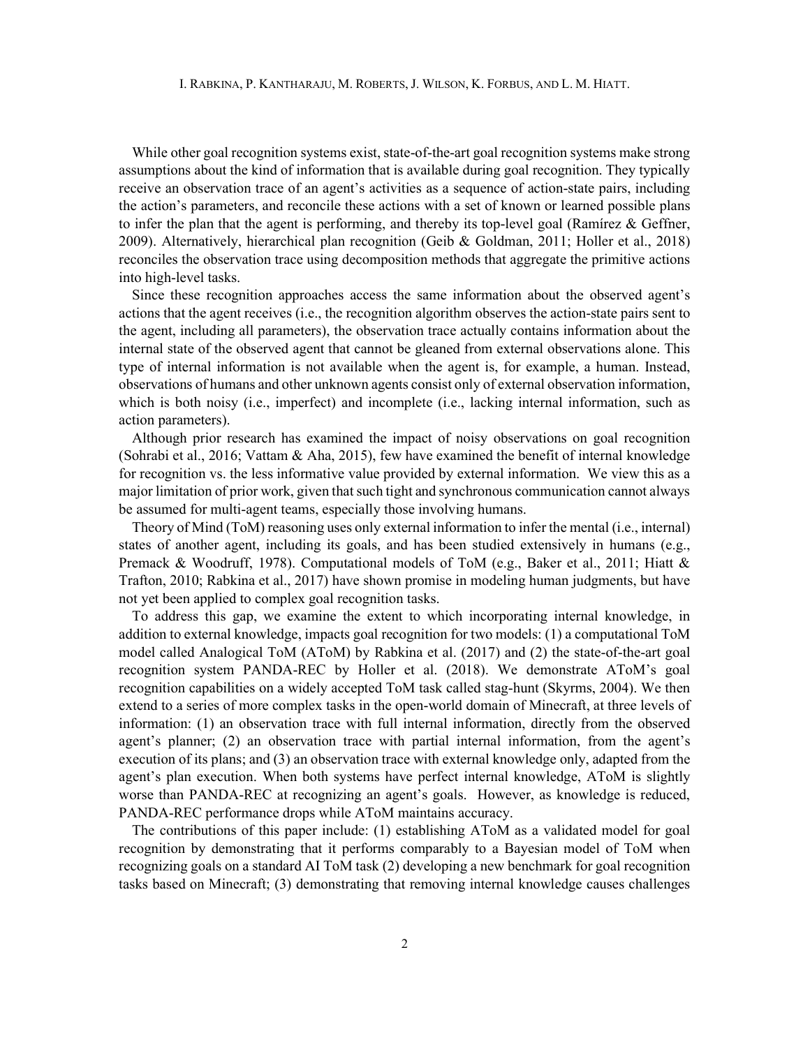While other goal recognition systems exist, state-of-the-art goal recognition systems make strong assumptions about the kind of information that is available during goal recognition. They typically receive an observation trace of an agent's activities as a sequence of action-state pairs, including the action's parameters, and reconcile these actions with a set of known or learned possible plans to infer the plan that the agent is performing, and thereby its top-level goal (Ramírez & Geffner, 2009). Alternatively, hierarchical plan recognition (Geib & Goldman, 2011; Holler et al., 2018) reconciles the observation trace using decomposition methods that aggregate the primitive actions into high-level tasks.

Since these recognition approaches access the same information about the observed agent's actions that the agent receives (i.e., the recognition algorithm observes the action-state pairs sent to the agent, including all parameters), the observation trace actually contains information about the internal state of the observed agent that cannot be gleaned from external observations alone. This type of internal information is not available when the agent is, for example, a human. Instead, observations of humans and other unknown agents consist only of external observation information, which is both noisy (i.e., imperfect) and incomplete (i.e., lacking internal information, such as action parameters).

Although prior research has examined the impact of noisy observations on goal recognition (Sohrabi et al., 2016; Vattam & Aha, 2015), few have examined the benefit of internal knowledge for recognition vs. the less informative value provided by external information. We view this as a major limitation of prior work, given that such tight and synchronous communication cannot always be assumed for multi-agent teams, especially those involving humans.

Theory of Mind (ToM) reasoning uses only external information to infer the mental (i.e., internal) states of another agent, including its goals, and has been studied extensively in humans (e.g., Premack & Woodruff, 1978). Computational models of ToM (e.g., Baker et al., 2011; Hiatt & Trafton, 2010; Rabkina et al., 2017) have shown promise in modeling human judgments, but have not yet been applied to complex goal recognition tasks.

To address this gap, we examine the extent to which incorporating internal knowledge, in addition to external knowledge, impacts goal recognition for two models: (1) a computational ToM model called Analogical ToM (AToM) by Rabkina et al. (2017) and (2) the state-of-the-art goal recognition system PANDA-REC by Holler et al. (2018). We demonstrate AToM's goal recognition capabilities on a widely accepted ToM task called stag-hunt (Skyrms, 2004). We then extend to a series of more complex tasks in the open-world domain of Minecraft, at three levels of information: (1) an observation trace with full internal information, directly from the observed agent's planner; (2) an observation trace with partial internal information, from the agent's execution of its plans; and (3) an observation trace with external knowledge only, adapted from the agent's plan execution. When both systems have perfect internal knowledge, AToM is slightly worse than PANDA-REC at recognizing an agent's goals. However, as knowledge is reduced, PANDA-REC performance drops while AToM maintains accuracy.

The contributions of this paper include: (1) establishing AToM as a validated model for goal recognition by demonstrating that it performs comparably to a Bayesian model of ToM when recognizing goals on a standard AI ToM task (2) developing a new benchmark for goal recognition tasks based on Minecraft; (3) demonstrating that removing internal knowledge causes challenges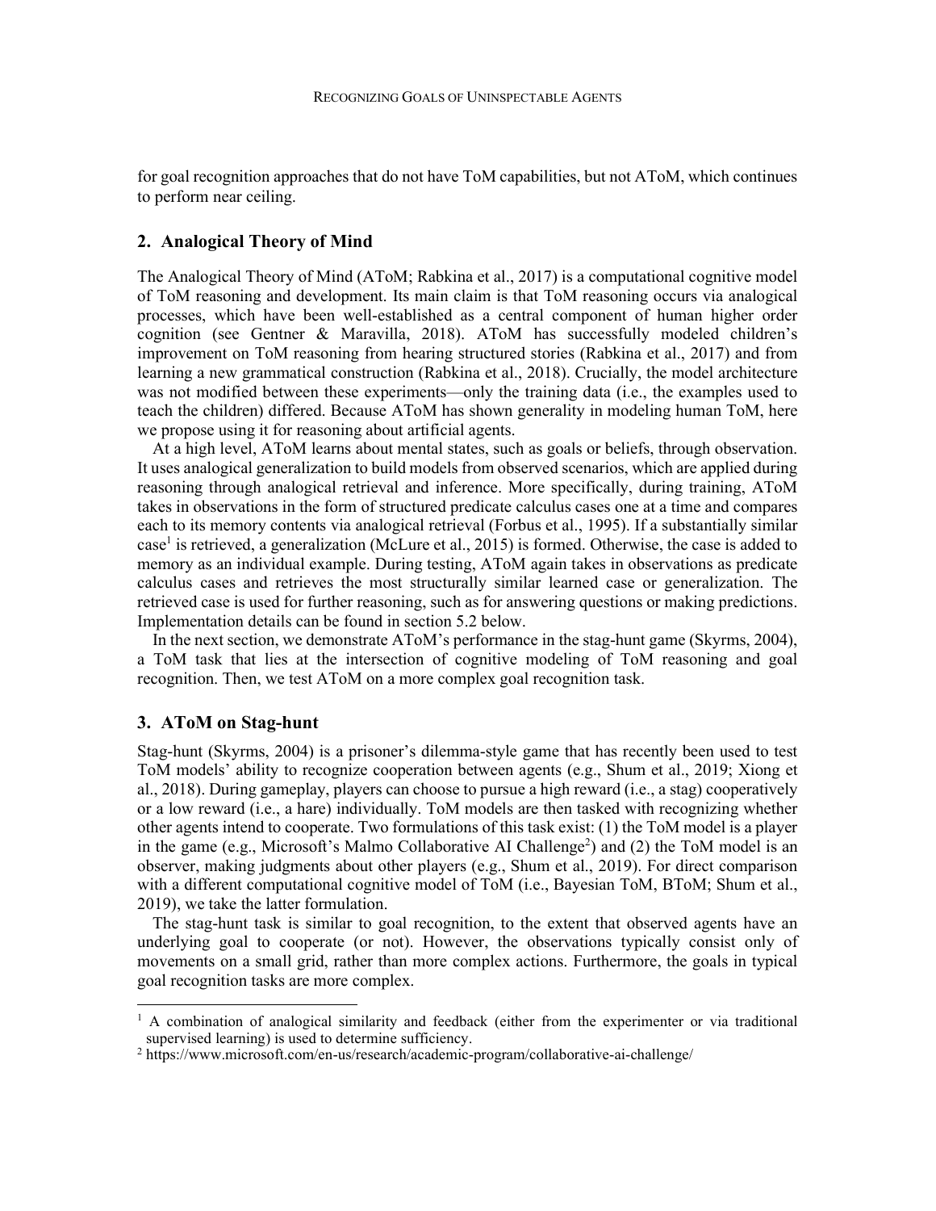for goal recognition approaches that do not have ToM capabilities, but not AToM, which continues to perform near ceiling.

## 2. Analogical Theory of Mind

The Analogical Theory of Mind (AToM; Rabkina et al., 2017) is a computational cognitive model of ToM reasoning and development. Its main claim is that ToM reasoning occurs via analogical processes, which have been well-established as a central component of human higher order cognition (see Gentner & Maravilla, 2018). AToM has successfully modeled children's improvement on ToM reasoning from hearing structured stories (Rabkina et al., 2017) and from learning a new grammatical construction (Rabkina et al., 2018). Crucially, the model architecture was not modified between these experiments—only the training data (i.e., the examples used to teach the children) differed. Because AToM has shown generality in modeling human ToM, here we propose using it for reasoning about artificial agents.

At a high level, AToM learns about mental states, such as goals or beliefs, through observation. It uses analogical generalization to build models from observed scenarios, which are applied during reasoning through analogical retrieval and inference. More specifically, during training, AToM takes in observations in the form of structured predicate calculus cases one at a time and compares each to its memory contents via analogical retrieval (Forbus et al., 1995). If a substantially similar case[1] is retrieved, a generalization (McLure et al., 2015) is formed. Otherwise, the case is added to memory as an individual example. During testing, AToM again takes in observations as predicate calculus cases and retrieves the most structurally similar learned case or generalization. The retrieved case is used for further reasoning, such as for answering questions or making predictions. Implementation details can be found in section 5.2 below.

In the next section, we demonstrate AToM's performance in the stag-hunt game (Skyrms, 2004), a ToM task that lies at the intersection of cognitive modeling of ToM reasoning and goal recognition. Then, we test AToM on a more complex goal recognition task.

## 3. AToM on Stag-hunt

Stag-hunt (Skyrms, 2004) is a prisoner's dilemma-style game that has recently been used to test ToM models' ability to recognize cooperation between agents (e.g., Shum et al., 2019; Xiong et al., 2018). During gameplay, players can choose to pursue a high reward (i.e., a stag) cooperatively or a low reward (i.e., a hare) individually. ToM models are then tasked with recognizing whether other agents intend to cooperate. Two formulations of this task exist: (1) the ToM model is a player in the game (e.g., Microsoft's Malmo Collaborative AI Challenge[2]) and (2) the ToM model is an observer, making judgments about other players (e.g., Shum et al., 2019). For direct comparison with a different computational cognitive model of ToM (i.e., Bayesian ToM, BToM; Shum et al., 2019), we take the latter formulation.

The stag-hunt task is similar to goal recognition, to the extent that observed agents have an underlying goal to cooperate (or not). However, the observations typically consist only of movements on a small grid, rather than more complex actions. Furthermore, the goals in typical goal recognition tasks are more complex.

---

[1] A combination of analogical similarity and feedback (either from the experimenter or via traditional supervised learning) is used to determine sufficiency.

[2] https://www.microsoft.com/en-us/research/academic-program/collaborative-ai-challenge/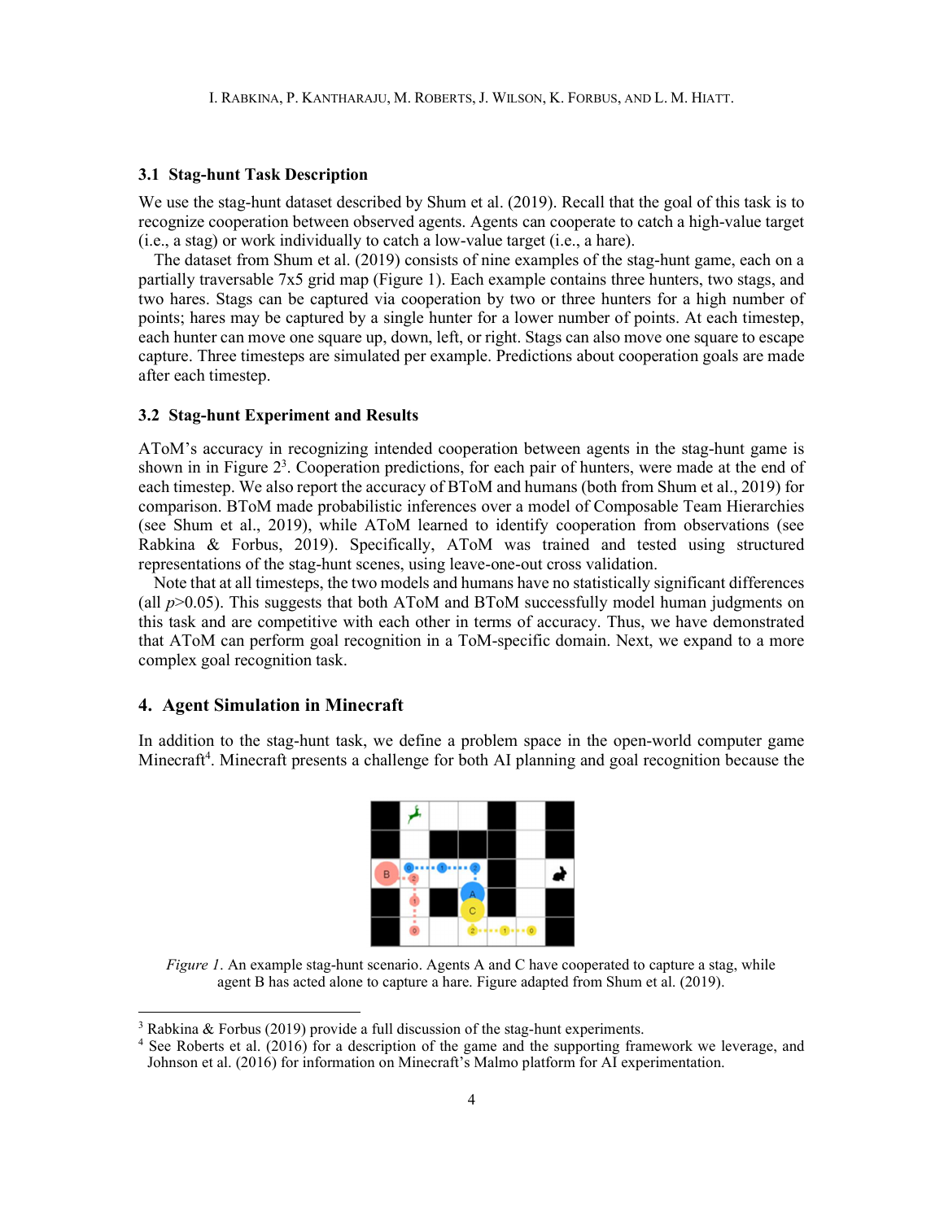### 3.1 Stag-hunt Task Description

We use the stag-hunt dataset described by Shum et al. (2019). Recall that the goal of this task is to recognize cooperation between observed agents. Agents can cooperate to catch a high-value target (i.e., a stag) or work individually to catch a low-value target (i.e., a hare).

The dataset from Shum et al. (2019) consists of nine examples of the stag-hunt game, each on a partially traversable 7x5 grid map (Figure 1). Each example contains three hunters, two stags, and two hares. Stags can be captured via cooperation by two or three hunters for a high number of points; hares may be captured by a single hunter for a lower number of points. At each timestep, each hunter can move one square up, down, left, or right. Stags can also move one square to escape capture. Three timesteps are simulated per example. Predictions about cooperation goals are made after each timestep.

### 3.2 Stag-hunt Experiment and Results

AToM's accuracy in recognizing intended cooperation between agents in the stag-hunt game is shown in in Figure 2[3]. Cooperation predictions, for each pair of hunters, were made at the end of each timestep. We also report the accuracy of BToM and humans (both from Shum et al., 2019) for comparison. BToM made probabilistic inferences over a model of Composable Team Hierarchies (see Shum et al., 2019), while AToM learned to identify cooperation from observations (see Rabkina & Forbus, 2019). Specifically, AToM was trained and tested using structured representations of the stag-hunt scenes, using leave-one-out cross validation.

Note that at all timesteps, the two models and humans have no statistically significant differences (all $p$>0.05). This suggests that both AToM and BToM successfully model human judgments on this task and are competitive with each other in terms of accuracy. Thus, we have demonstrated that AToM can perform goal recognition in a ToM-specific domain. Next, we expand to a more complex goal recognition task.

## 4. Agent Simulation in Minecraft

In addition to the stag-hunt task, we define a problem space in the open-world computer game Minecraft[4]. Minecraft presents a challenge for both AI planning and goal recognition because the

*Figure 1*. An example stag-hunt scenario. Agents A and C have cooperated to capture a stag, while agent B has acted alone to capture a hare. Figure adapted from Shum et al. (2019).

[3] Rabkina & Forbus (2019) provide a full discussion of the stag-hunt experiments.

[4] See Roberts et al. (2016) for a description of the game and the supporting framework we leverage, and Johnson et al. (2016) for information on Minecraft's Malmo platform for AI experimentation.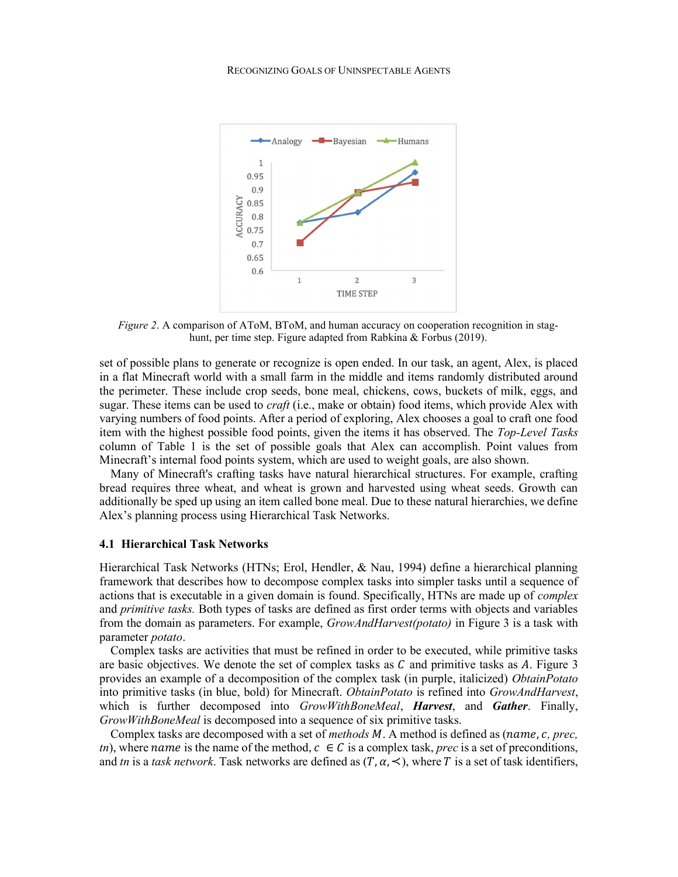*Figure 2*. A comparison of AToM, BToM, and human accuracy on cooperation recognition in stag-hunt, per time step. Figure adapted from Rabkina & Forbus (2019).

set of possible plans to generate or recognize is open ended. In our task, an agent, Alex, is placed in a flat Minecraft world with a small farm in the middle and items randomly distributed around the perimeter. These include crop seeds, bone meal, chickens, cows, buckets of milk, eggs, and sugar. These items can be used to *craft* (i.e., make or obtain) food items, which provide Alex with varying numbers of food points. After a period of exploring, Alex chooses a goal to craft one food item with the highest possible food points, given the items it has observed. The *Top-Level Tasks* column of Table 1 is the set of possible goals that Alex can accomplish. Point values from Minecraft's internal food points system, which are used to weight goals, are also shown.

Many of Minecraft's crafting tasks have natural hierarchical structures. For example, crafting bread requires three wheat, and wheat is grown and harvested using wheat seeds. Growth can additionally be sped up using an item called bone meal. Due to these natural hierarchies, we define Alex's planning process using Hierarchical Task Networks.

### 4.1 Hierarchical Task Networks

Hierarchical Task Networks (HTNs; Erol, Hendler, & Nau, 1994) define a hierarchical planning framework that describes how to decompose complex tasks into simpler tasks until a sequence of actions that is executable in a given domain is found. Specifically, HTNs are made up of *complex* and *primitive tasks.* Both types of tasks are defined as first order terms with objects and variables from the domain as parameters. For example, *GrowAndHarvest(potato)* in Figure 3 is a task with parameter *potato*.

Complex tasks are activities that must be refined in order to be executed, while primitive tasks are basic objectives. We denote the set of complex tasks as $C$ and primitive tasks as $A$. Figure 3 provides an example of a decomposition of the complex task (in purple, italicized) *ObtainPotato* into primitive tasks (in blue, bold) for Minecraft. *ObtainPotato* is refined into *GrowAndHarvest*, which is further decomposed into *GrowWithBoneMeal*, ***Harvest***, and ***Gather***. Finally, *GrowWithBoneMeal* is decomposed into a sequence of six primitive tasks.

Complex tasks are decomposed with a set of *methods* $M$. A method is defined as ($name, c,$ *prec*, *tn*), where $name$ is the name of the method, $c \in C$ is a complex task, *prec* is a set of preconditions, and *tn* is a *task network*. Task networks are defined as $(T, \alpha, \prec)$, where $T$ is a set of task identifiers,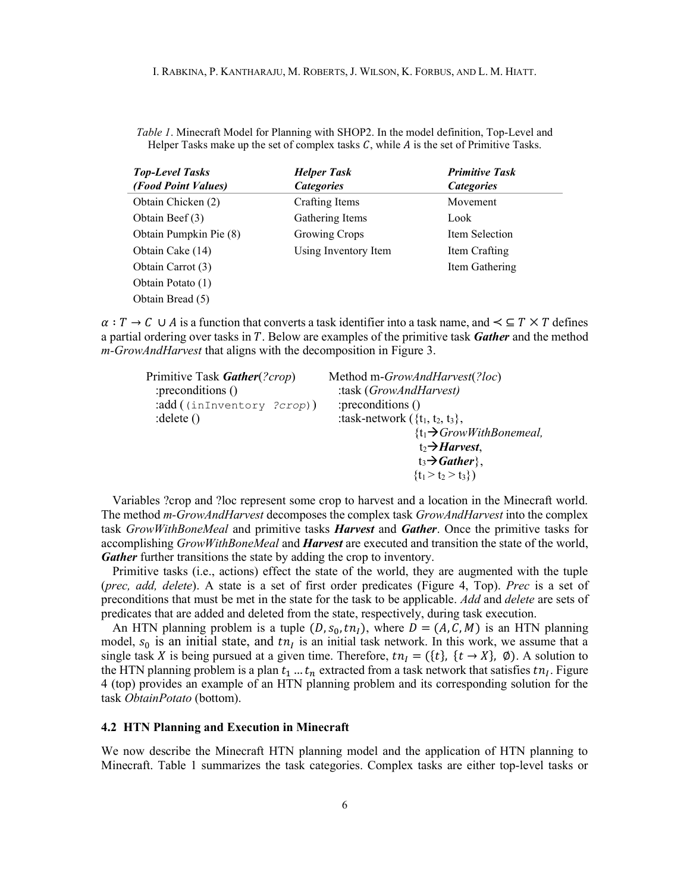*Table 1*. Minecraft Model for Planning with SHOP2. In the model definition, Top-Level and Helper Tasks make up the set of complex tasks $C$, while $A$ is the set of Primitive Tasks.

| ***Top-Level Tasks (Food Point Values)*** | ***Helper Task Categories*** | ***Primitive Task Categories*** |
|---|---|---|
| Obtain Chicken (2) | Crafting Items | Movement |
| Obtain Beef (3) | Gathering Items | Look |
| Obtain Pumpkin Pie (8) | Growing Crops | Item Selection |
| Obtain Cake (14) | Using Inventory Item | Item Crafting |
| Obtain Carrot (3) | | Item Gathering |
| Obtain Potato (1) | | |
| Obtain Bread (5) | | |

$\alpha : T \rightarrow C \cup A$ is a function that converts a task identifier into a task name, and $\prec \subseteq T \times T$ defines a partial ordering over tasks in $T$. Below are examples of the primitive task ***Gather*** and the method *m-GrowAndHarvest* that aligns with the decomposition in Figure 3.

```
Primitive Task Gather(?crop)          Method m-GrowAndHarvest(?loc)
  :preconditions ()                     :task (GrowAndHarvest)
  :add ((inInventory ?crop))            :preconditions ()
  :delete ()                            :task-network ({t1, t2, t3},
                                                       {t1→GrowWithBonemeal,
                                                        t2→Harvest,
                                                        t3→Gather},
                                                       {t1 > t2 > t3})
```

Variables ?crop and ?loc represent some crop to harvest and a location in the Minecraft world. The method *m-GrowAndHarvest* decomposes the complex task *GrowAndHarvest* into the complex task *GrowWithBoneMeal* and primitive tasks ***Harvest*** and ***Gather***. Once the primitive tasks for accomplishing *GrowWithBoneMeal* and ***Harvest*** are executed and transition the state of the world, ***Gather*** further transitions the state by adding the crop to inventory.

Primitive tasks (i.e., actions) effect the state of the world, they are augmented with the tuple (*prec, add, delete*). A state is a set of first order predicates (Figure 4, Top). *Prec* is a set of preconditions that must be met in the state for the task to be applicable. *Add* and *delete* are sets of predicates that are added and deleted from the state, respectively, during task execution.

An HTN planning problem is a tuple $(D, s_0, tn_I)$, where $D = (A, C, M)$ is an HTN planning model, $s_0$ is an initial state, and $tn_I$ is an initial task network. In this work, we assume that a single task $X$ is being pursued at a given time. Therefore, $tn_I = (\{t\}, \{t \rightarrow X\}, \emptyset)$. A solution to the HTN planning problem is a plan $t_1 \ldots t_n$ extracted from a task network that satisfies $tn_I$. Figure 4 (top) provides an example of an HTN planning problem and its corresponding solution for the task *ObtainPotato* (bottom).

### 4.2 HTN Planning and Execution in Minecraft

We now describe the Minecraft HTN planning model and the application of HTN planning to Minecraft. Table 1 summarizes the task categories. Complex tasks are either top-level tasks or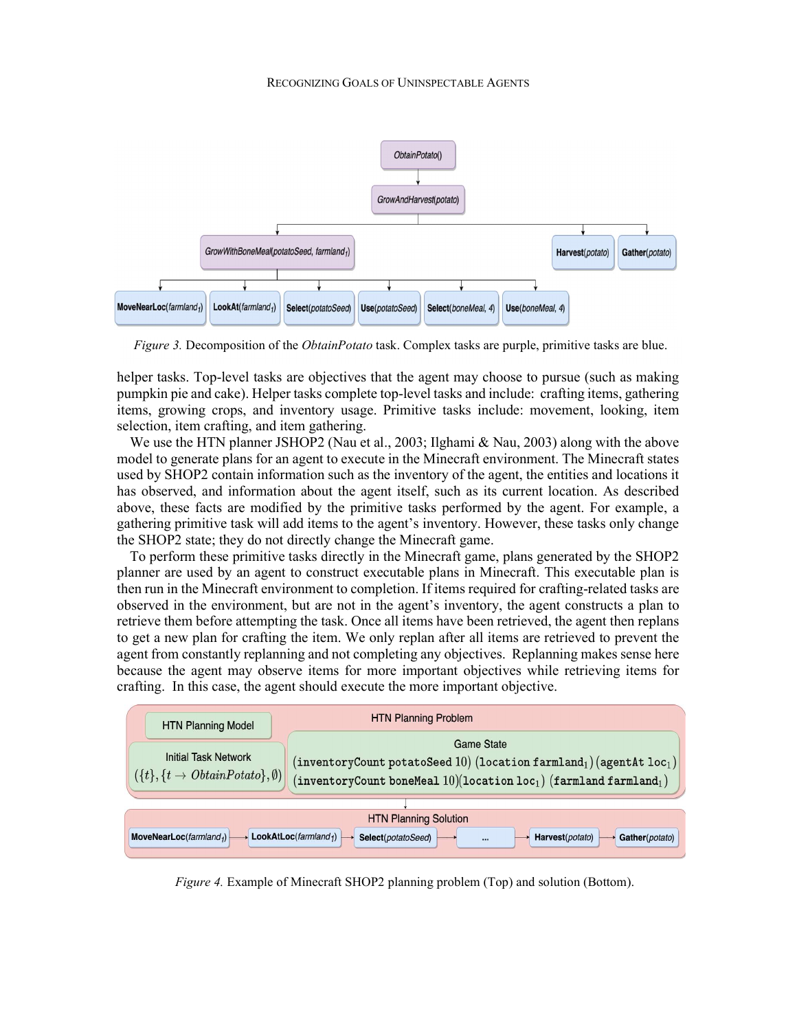*Figure 3.* Decomposition of the *ObtainPotato* task. Complex tasks are purple, primitive tasks are blue.

helper tasks. Top-level tasks are objectives that the agent may choose to pursue (such as making pumpkin pie and cake). Helper tasks complete top-level tasks and include: crafting items, gathering items, growing crops, and inventory usage. Primitive tasks include: movement, looking, item selection, item crafting, and item gathering.

We use the HTN planner JSHOP2 (Nau et al., 2003; Ilghami & Nau, 2003) along with the above model to generate plans for an agent to execute in the Minecraft environment. The Minecraft states used by SHOP2 contain information such as the inventory of the agent, the entities and locations it has observed, and information about the agent itself, such as its current location. As described above, these facts are modified by the primitive tasks performed by the agent. For example, a gathering primitive task will add items to the agent's inventory. However, these tasks only change the SHOP2 state; they do not directly change the Minecraft game.

To perform these primitive tasks directly in the Minecraft game, plans generated by the SHOP2 planner are used by an agent to construct executable plans in Minecraft. This executable plan is then run in the Minecraft environment to completion. If items required for crafting-related tasks are observed in the environment, but are not in the agent's inventory, the agent constructs a plan to retrieve them before attempting the task. Once all items have been retrieved, the agent then replans to get a new plan for crafting the item. We only replan after all items are retrieved to prevent the agent from constantly replanning and not completing any objectives. Replanning makes sense here because the agent may observe items for more important objectives while retrieving items for crafting. In this case, the agent should execute the more important objective.

*Figure 4.* Example of Minecraft SHOP2 planning problem (Top) and solution (Bottom).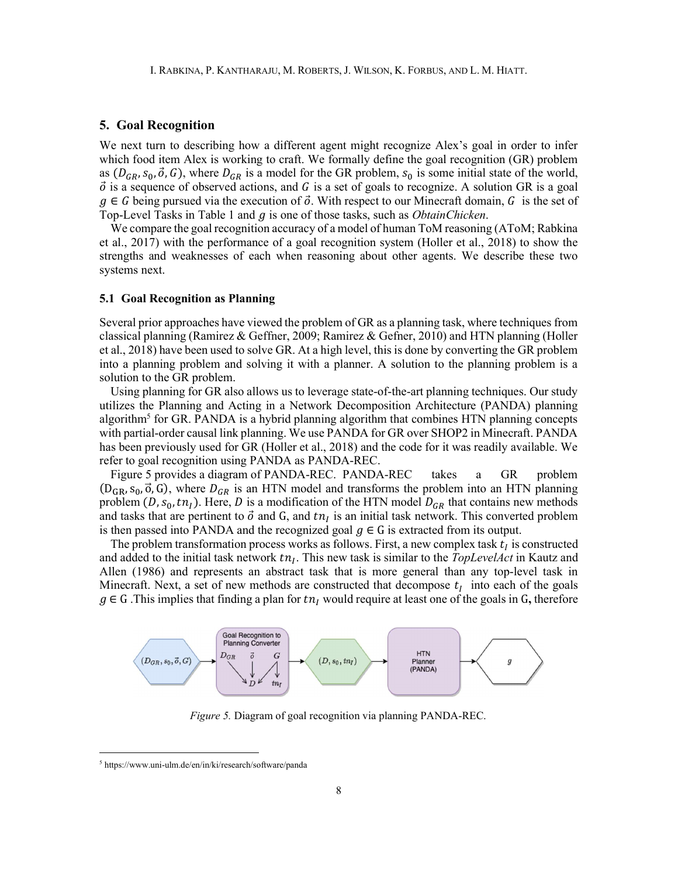## 5. Goal Recognition

We next turn to describing how a different agent might recognize Alex's goal in order to infer which food item Alex is working to craft. We formally define the goal recognition (GR) problem as $(D_{GR}, s_0, \vec{o}, G)$, where $D_{GR}$ is a model for the GR problem, $s_0$ is some initial state of the world, $\vec{o}$ is a sequence of observed actions, and $G$ is a set of goals to recognize. A solution GR is a goal $g \in G$ being pursued via the execution of $\vec{o}$. With respect to our Minecraft domain, $G$ is the set of Top-Level Tasks in Table 1 and $g$ is one of those tasks, such as *ObtainChicken*.

We compare the goal recognition accuracy of a model of human ToM reasoning (AToM; Rabkina et al., 2017) with the performance of a goal recognition system (Holler et al., 2018) to show the strengths and weaknesses of each when reasoning about other agents. We describe these two systems next.

### 5.1 Goal Recognition as Planning

Several prior approaches have viewed the problem of GR as a planning task, where techniques from classical planning (Ramirez & Geffner, 2009; Ramirez & Gefner, 2010) and HTN planning (Holler et al., 2018) have been used to solve GR. At a high level, this is done by converting the GR problem into a planning problem and solving it with a planner. A solution to the planning problem is a solution to the GR problem.

Using planning for GR also allows us to leverage state-of-the-art planning techniques. Our study utilizes the Planning and Acting in a Network Decomposition Architecture (PANDA) planning algorithm[5] for GR. PANDA is a hybrid planning algorithm that combines HTN planning concepts with partial-order causal link planning. We use PANDA for GR over SHOP2 in Minecraft. PANDA has been previously used for GR (Holler et al., 2018) and the code for it was readily available. We refer to goal recognition using PANDA as PANDA-REC.

Figure 5 provides a diagram of PANDA-REC. PANDA-REC takes a GR problem $(D_{GR}, s_0, \vec{o}, G)$, where $D_{GR}$ is an HTN model and transforms the problem into an HTN planning problem $(D, s_0, tn_I)$. Here, $D$ is a modification of the HTN model $D_{GR}$ that contains new methods and tasks that are pertinent to $\vec{o}$ and G, and $tn_I$ is an initial task network. This converted problem is then passed into PANDA and the recognized goal $g \in G$ is extracted from its output.

The problem transformation process works as follows. First, a new complex task $t_I$ is constructed and added to the initial task network $tn_I$. This new task is similar to the *TopLevelAct* in Kautz and Allen (1986) and represents an abstract task that is more general than any top-level task in Minecraft. Next, a set of new methods are constructed that decompose $t_I$ into each of the goals $g \in G$. This implies that finding a plan for $tn_I$ would require at least one of the goals in G, therefore

*Figure 5.* Diagram of goal recognition via planning PANDA-REC.

[5] https://www.uni-ulm.de/en/in/ki/research/software/panda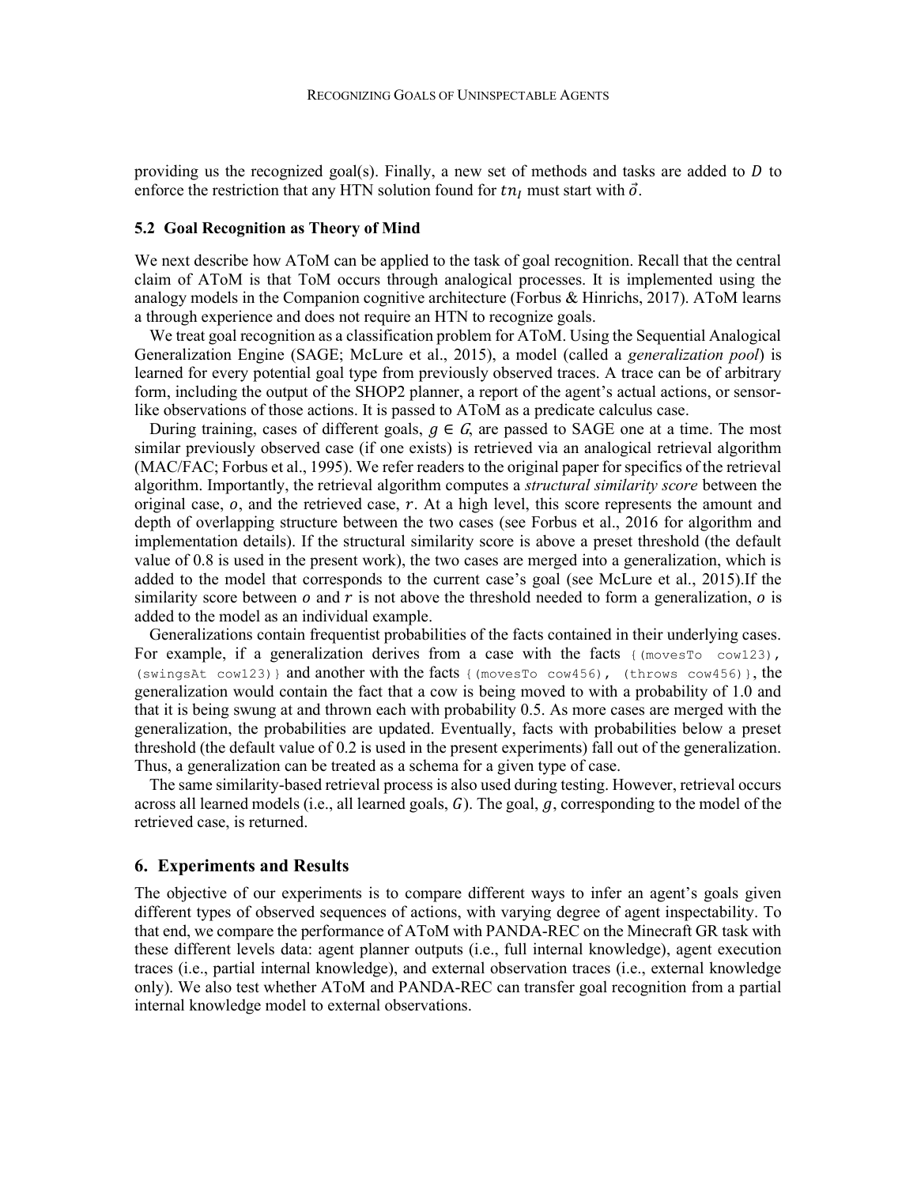providing us the recognized goal(s). Finally, a new set of methods and tasks are added to $D$ to enforce the restriction that any HTN solution found for $tn_I$ must start with $\vec{o}$.

### 5.2 Goal Recognition as Theory of Mind

We next describe how AToM can be applied to the task of goal recognition. Recall that the central claim of AToM is that ToM occurs through analogical processes. It is implemented using the analogy models in the Companion cognitive architecture (Forbus & Hinrichs, 2017). AToM learns a through experience and does not require an HTN to recognize goals.

We treat goal recognition as a classification problem for AToM. Using the Sequential Analogical Generalization Engine (SAGE; McLure et al., 2015), a model (called a *generalization pool*) is learned for every potential goal type from previously observed traces. A trace can be of arbitrary form, including the output of the SHOP2 planner, a report of the agent's actual actions, or sensor-like observations of those actions. It is passed to AToM as a predicate calculus case.

During training, cases of different goals, $g \in G$, are passed to SAGE one at a time. The most similar previously observed case (if one exists) is retrieved via an analogical retrieval algorithm (MAC/FAC; Forbus et al., 1995). We refer readers to the original paper for specifics of the retrieval algorithm. Importantly, the retrieval algorithm computes a *structural similarity score* between the original case, $o$, and the retrieved case, $r$. At a high level, this score represents the amount and depth of overlapping structure between the two cases (see Forbus et al., 2016 for algorithm and implementation details). If the structural similarity score is above a preset threshold (the default value of 0.8 is used in the present work), the two cases are merged into a generalization, which is added to the model that corresponds to the current case's goal (see McLure et al., 2015).If the similarity score between $o$ and $r$ is not above the threshold needed to form a generalization, $o$ is added to the model as an individual example.

Generalizations contain frequentist probabilities of the facts contained in their underlying cases. For example, if a generalization derives from a case with the facts `{(movesTo cow123), (swingsAt cow123)}` and another with the facts `{(movesTo cow456), (throws cow456)}`, the generalization would contain the fact that a cow is being moved to with a probability of 1.0 and that it is being swung at and thrown each with probability 0.5. As more cases are merged with the generalization, the probabilities are updated. Eventually, facts with probabilities below a preset threshold (the default value of 0.2 is used in the present experiments) fall out of the generalization. Thus, a generalization can be treated as a schema for a given type of case.

The same similarity-based retrieval process is also used during testing. However, retrieval occurs across all learned models (i.e., all learned goals, $G$). The goal, $g$, corresponding to the model of the retrieved case, is returned.

## 6. Experiments and Results

The objective of our experiments is to compare different ways to infer an agent's goals given different types of observed sequences of actions, with varying degree of agent inspectability. To that end, we compare the performance of AToM with PANDA-REC on the Minecraft GR task with these different levels data: agent planner outputs (i.e., full internal knowledge), agent execution traces (i.e., partial internal knowledge), and external observation traces (i.e., external knowledge only). We also test whether AToM and PANDA-REC can transfer goal recognition from a partial internal knowledge model to external observations.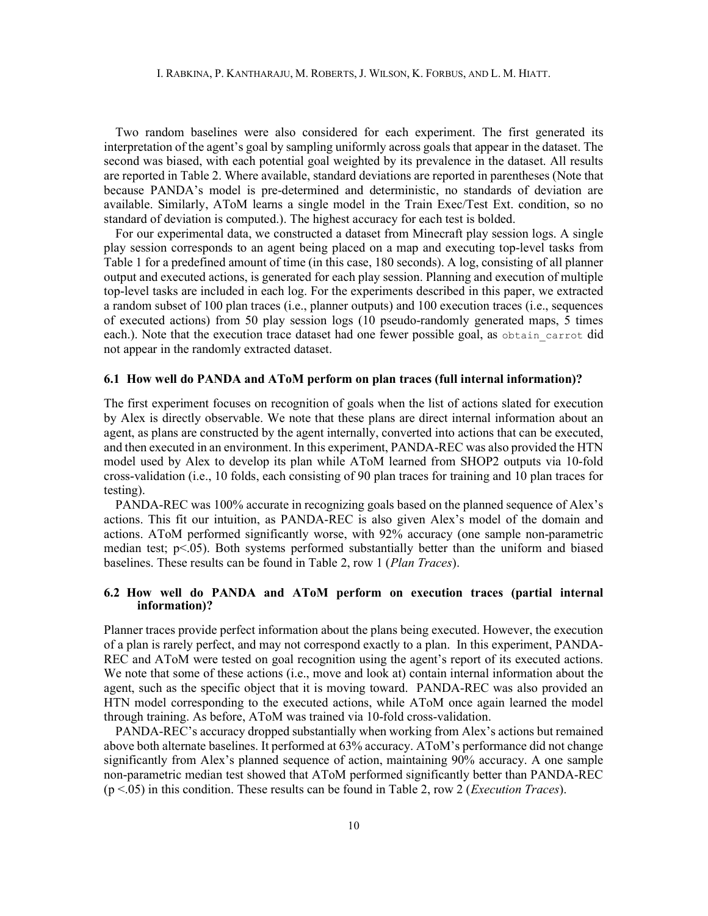Two random baselines were also considered for each experiment. The first generated its interpretation of the agent's goal by sampling uniformly across goals that appear in the dataset. The second was biased, with each potential goal weighted by its prevalence in the dataset. All results are reported in Table 2. Where available, standard deviations are reported in parentheses (Note that because PANDA's model is pre-determined and deterministic, no standards of deviation are available. Similarly, AToM learns a single model in the Train Exec/Test Ext. condition, so no standard of deviation is computed.). The highest accuracy for each test is bolded.

For our experimental data, we constructed a dataset from Minecraft play session logs. A single play session corresponds to an agent being placed on a map and executing top-level tasks from Table 1 for a predefined amount of time (in this case, 180 seconds). A log, consisting of all planner output and executed actions, is generated for each play session. Planning and execution of multiple top-level tasks are included in each log. For the experiments described in this paper, we extracted a random subset of 100 plan traces (i.e., planner outputs) and 100 execution traces (i.e., sequences of executed actions) from 50 play session logs (10 pseudo-randomly generated maps, 5 times each.). Note that the execution trace dataset had one fewer possible goal, as `obtain_carrot` did not appear in the randomly extracted dataset.

### 6.1 How well do PANDA and AToM perform on plan traces (full internal information)?

The first experiment focuses on recognition of goals when the list of actions slated for execution by Alex is directly observable. We note that these plans are direct internal information about an agent, as plans are constructed by the agent internally, converted into actions that can be executed, and then executed in an environment. In this experiment, PANDA-REC was also provided the HTN model used by Alex to develop its plan while AToM learned from SHOP2 outputs via 10-fold cross-validation (i.e., 10 folds, each consisting of 90 plan traces for training and 10 plan traces for testing).

PANDA-REC was 100% accurate in recognizing goals based on the planned sequence of Alex's actions. This fit our intuition, as PANDA-REC is also given Alex's model of the domain and actions. AToM performed significantly worse, with 92% accuracy (one sample non-parametric median test; $p<.05$). Both systems performed substantially better than the uniform and biased baselines. These results can be found in Table 2, row 1 (*Plan Traces*).

### 6.2 How well do PANDA and AToM perform on execution traces (partial internal information)?

Planner traces provide perfect information about the plans being executed. However, the execution of a plan is rarely perfect, and may not correspond exactly to a plan. In this experiment, PANDA-REC and AToM were tested on goal recognition using the agent's report of its executed actions. We note that some of these actions (i.e., move and look at) contain internal information about the agent, such as the specific object that it is moving toward. PANDA-REC was also provided an HTN model corresponding to the executed actions, while AToM once again learned the model through training. As before, AToM was trained via 10-fold cross-validation.

PANDA-REC's accuracy dropped substantially when working from Alex's actions but remained above both alternate baselines. It performed at 63% accuracy. AToM's performance did not change significantly from Alex's planned sequence of action, maintaining 90% accuracy. A one sample non-parametric median test showed that AToM performed significantly better than PANDA-REC ($p<.05$) in this condition. These results can be found in Table 2, row 2 (*Execution Traces*).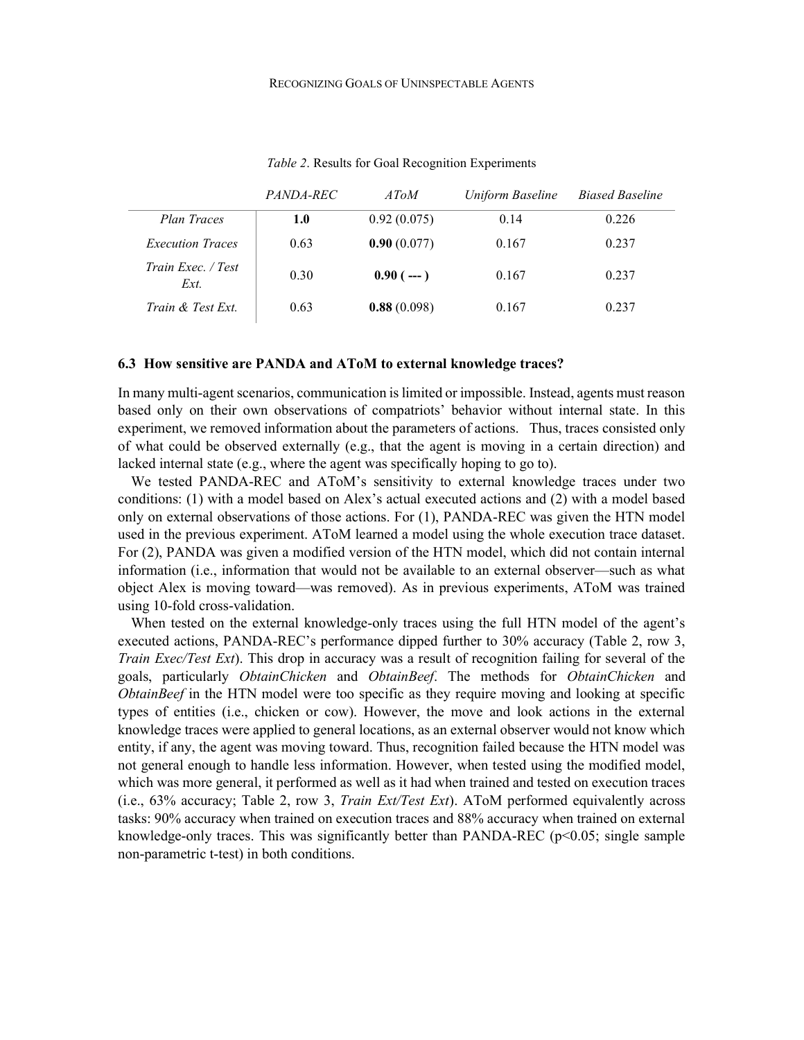*Table 2*. Results for Goal Recognition Experiments

| | *PANDA-REC* | *AToM* | *Uniform Baseline* | *Biased Baseline* |
|---|---|---|---|---|
| *Plan Traces* | **1.0** | 0.92 (0.075) | 0.14 | 0.226 |
| *Execution Traces* | 0.63 | **0.90** (0.077) | 0.167 | 0.237 |
| *Train Exec. / Test Ext.* | 0.30 | **0.90 ( --- )** | 0.167 | 0.237 |
| *Train & Test Ext.* | 0.63 | **0.88** (0.098) | 0.167 | 0.237 |

### 6.3 How sensitive are PANDA and AToM to external knowledge traces?

In many multi-agent scenarios, communication is limited or impossible. Instead, agents must reason based only on their own observations of compatriots' behavior without internal state. In this experiment, we removed information about the parameters of actions. Thus, traces consisted only of what could be observed externally (e.g., that the agent is moving in a certain direction) and lacked internal state (e.g., where the agent was specifically hoping to go to).

We tested PANDA-REC and AToM's sensitivity to external knowledge traces under two conditions: (1) with a model based on Alex's actual executed actions and (2) with a model based only on external observations of those actions. For (1), PANDA-REC was given the HTN model used in the previous experiment. AToM learned a model using the whole execution trace dataset. For (2), PANDA was given a modified version of the HTN model, which did not contain internal information (i.e., information that would not be available to an external observer—such as what object Alex is moving toward—was removed). As in previous experiments, AToM was trained using 10-fold cross-validation.

When tested on the external knowledge-only traces using the full HTN model of the agent's executed actions, PANDA-REC's performance dipped further to 30% accuracy (Table 2, row 3, *Train Exec/Test Ext*). This drop in accuracy was a result of recognition failing for several of the goals, particularly *ObtainChicken* and *ObtainBeef*. The methods for *ObtainChicken* and *ObtainBeef* in the HTN model were too specific as they require moving and looking at specific types of entities (i.e., chicken or cow). However, the move and look actions in the external knowledge traces were applied to general locations, as an external observer would not know which entity, if any, the agent was moving toward. Thus, recognition failed because the HTN model was not general enough to handle less information. However, when tested using the modified model, which was more general, it performed as well as it had when trained and tested on execution traces (i.e., 63% accuracy; Table 2, row 3, *Train Ext/Test Ext*). AToM performed equivalently across tasks: 90% accuracy when trained on execution traces and 88% accuracy when trained on external knowledge-only traces. This was significantly better than PANDA-REC ($p<0.05$; single sample non-parametric t-test) in both conditions.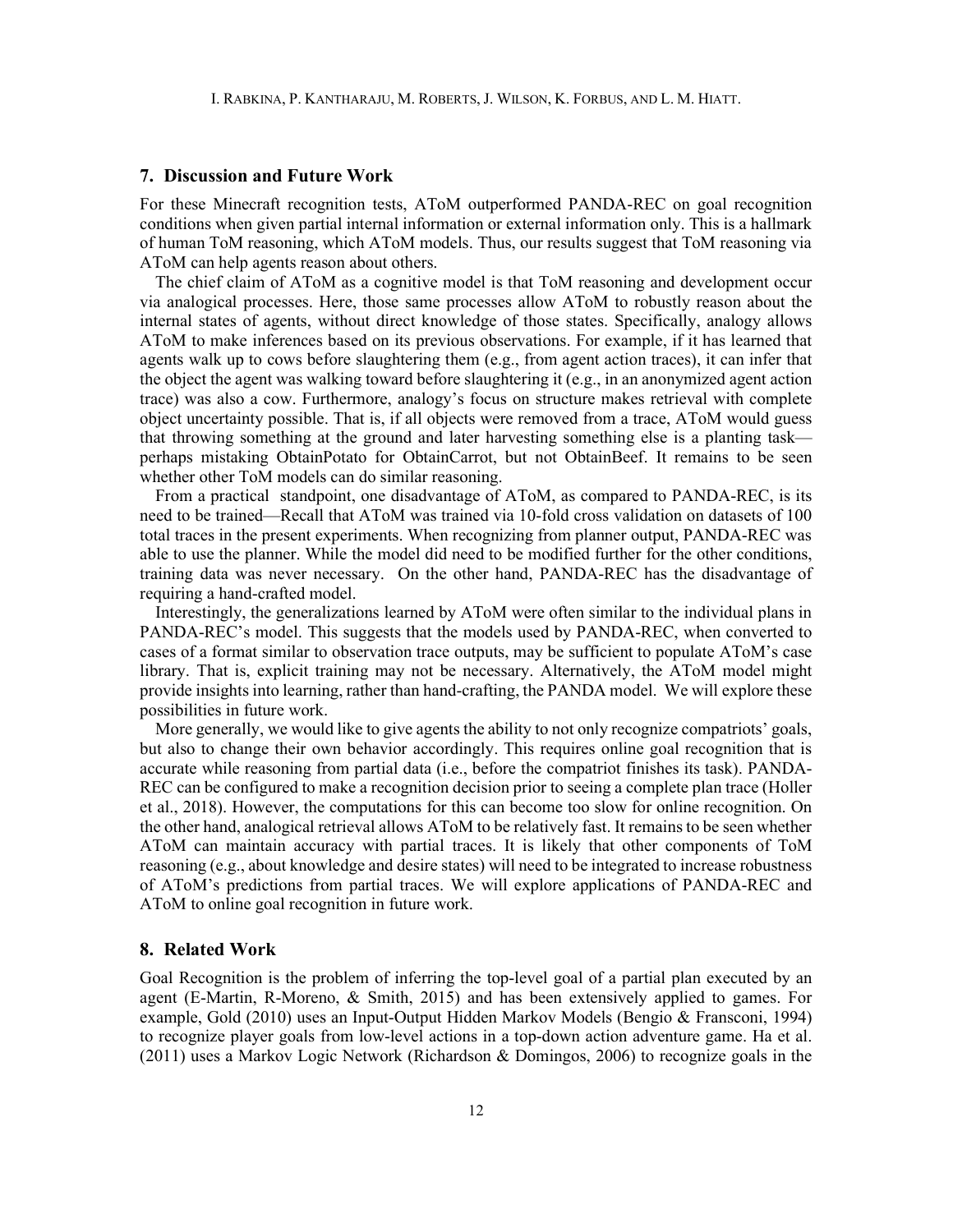## 7. Discussion and Future Work

For these Minecraft recognition tests, AToM outperformed PANDA-REC on goal recognition conditions when given partial internal information or external information only. This is a hallmark of human ToM reasoning, which AToM models. Thus, our results suggest that ToM reasoning via AToM can help agents reason about others.

The chief claim of AToM as a cognitive model is that ToM reasoning and development occur via analogical processes. Here, those same processes allow AToM to robustly reason about the internal states of agents, without direct knowledge of those states. Specifically, analogy allows AToM to make inferences based on its previous observations. For example, if it has learned that agents walk up to cows before slaughtering them (e.g., from agent action traces), it can infer that the object the agent was walking toward before slaughtering it (e.g., in an anonymized agent action trace) was also a cow. Furthermore, analogy's focus on structure makes retrieval with complete object uncertainty possible. That is, if all objects were removed from a trace, AToM would guess that throwing something at the ground and later harvesting something else is a planting task—perhaps mistaking ObtainPotato for ObtainCarrot, but not ObtainBeef. It remains to be seen whether other ToM models can do similar reasoning.

From a practical standpoint, one disadvantage of AToM, as compared to PANDA-REC, is its need to be trained—Recall that AToM was trained via 10-fold cross validation on datasets of 100 total traces in the present experiments. When recognizing from planner output, PANDA-REC was able to use the planner. While the model did need to be modified further for the other conditions, training data was never necessary. On the other hand, PANDA-REC has the disadvantage of requiring a hand-crafted model.

Interestingly, the generalizations learned by AToM were often similar to the individual plans in PANDA-REC's model. This suggests that the models used by PANDA-REC, when converted to cases of a format similar to observation trace outputs, may be sufficient to populate AToM's case library. That is, explicit training may not be necessary. Alternatively, the AToM model might provide insights into learning, rather than hand-crafting, the PANDA model. We will explore these possibilities in future work.

More generally, we would like to give agents the ability to not only recognize compatriots' goals, but also to change their own behavior accordingly. This requires online goal recognition that is accurate while reasoning from partial data (i.e., before the compatriot finishes its task). PANDA-REC can be configured to make a recognition decision prior to seeing a complete plan trace (Holler et al., 2018). However, the computations for this can become too slow for online recognition. On the other hand, analogical retrieval allows AToM to be relatively fast. It remains to be seen whether AToM can maintain accuracy with partial traces. It is likely that other components of ToM reasoning (e.g., about knowledge and desire states) will need to be integrated to increase robustness of AToM's predictions from partial traces. We will explore applications of PANDA-REC and AToM to online goal recognition in future work.

## 8. Related Work

Goal Recognition is the problem of inferring the top-level goal of a partial plan executed by an agent (E-Martin, R-Moreno, & Smith, 2015) and has been extensively applied to games. For example, Gold (2010) uses an Input-Output Hidden Markov Models (Bengio & Fransconi, 1994) to recognize player goals from low-level actions in a top-down action adventure game. Ha et al. (2011) uses a Markov Logic Network (Richardson & Domingos, 2006) to recognize goals in the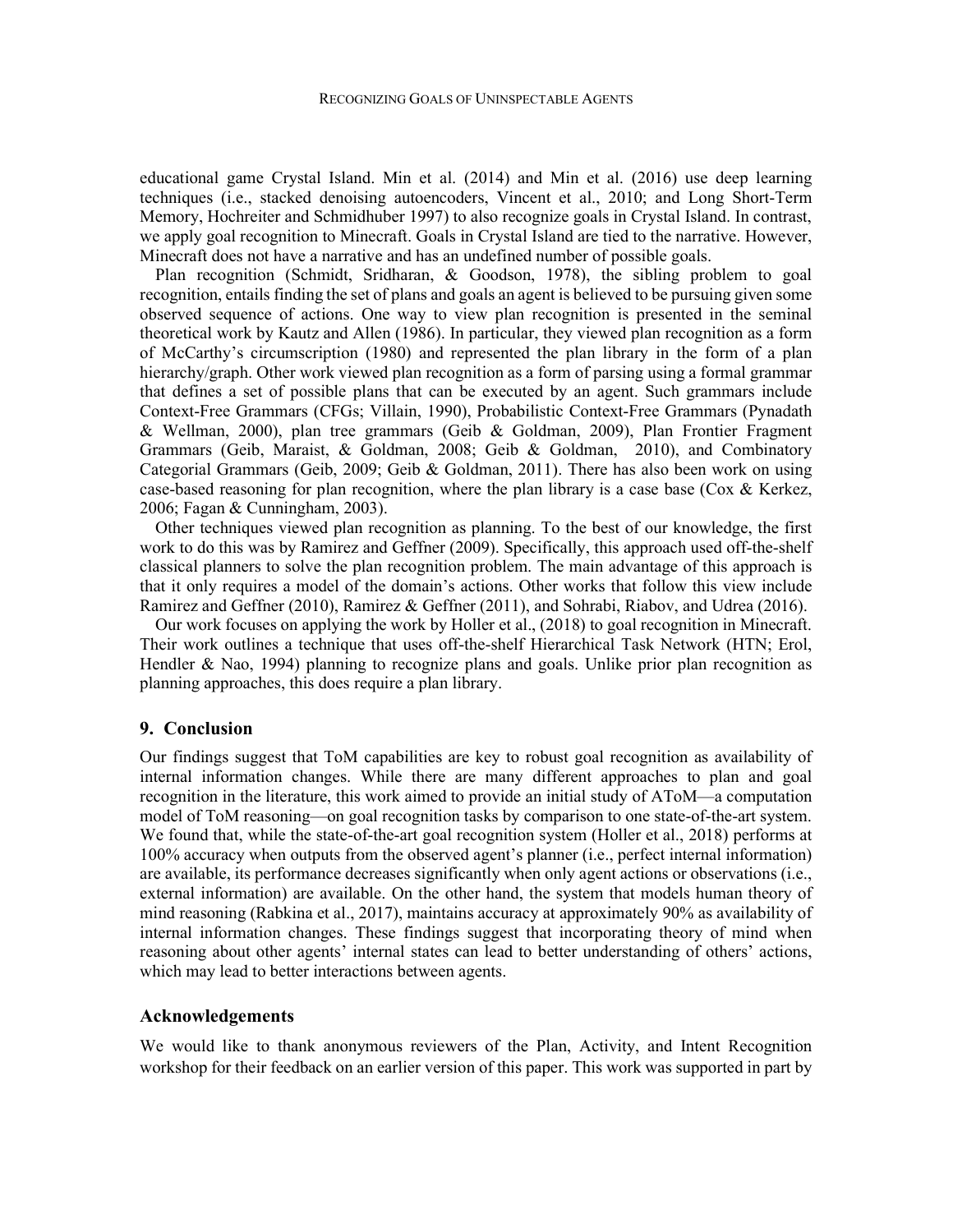educational game Crystal Island. Min et al. (2014) and Min et al. (2016) use deep learning techniques (i.e., stacked denoising autoencoders, Vincent et al., 2010; and Long Short-Term Memory, Hochreiter and Schmidhuber 1997) to also recognize goals in Crystal Island. In contrast, we apply goal recognition to Minecraft. Goals in Crystal Island are tied to the narrative. However, Minecraft does not have a narrative and has an undefined number of possible goals.

Plan recognition (Schmidt, Sridharan, & Goodson, 1978), the sibling problem to goal recognition, entails finding the set of plans and goals an agent is believed to be pursuing given some observed sequence of actions. One way to view plan recognition is presented in the seminal theoretical work by Kautz and Allen (1986). In particular, they viewed plan recognition as a form of McCarthy's circumscription (1980) and represented the plan library in the form of a plan hierarchy/graph. Other work viewed plan recognition as a form of parsing using a formal grammar that defines a set of possible plans that can be executed by an agent. Such grammars include Context-Free Grammars (CFGs; Villain, 1990), Probabilistic Context-Free Grammars (Pynadath & Wellman, 2000), plan tree grammars (Geib & Goldman, 2009), Plan Frontier Fragment Grammars (Geib, Maraist, & Goldman, 2008; Geib & Goldman, 2010), and Combinatory Categorial Grammars (Geib, 2009; Geib & Goldman, 2011). There has also been work on using case-based reasoning for plan recognition, where the plan library is a case base (Cox & Kerkez, 2006; Fagan & Cunningham, 2003).

Other techniques viewed plan recognition as planning. To the best of our knowledge, the first work to do this was by Ramirez and Geffner (2009). Specifically, this approach used off-the-shelf classical planners to solve the plan recognition problem. The main advantage of this approach is that it only requires a model of the domain's actions. Other works that follow this view include Ramirez and Geffner (2010), Ramirez & Geffner (2011), and Sohrabi, Riabov, and Udrea (2016).

Our work focuses on applying the work by Holler et al., (2018) to goal recognition in Minecraft. Their work outlines a technique that uses off-the-shelf Hierarchical Task Network (HTN; Erol, Hendler & Nao, 1994) planning to recognize plans and goals. Unlike prior plan recognition as planning approaches, this does require a plan library.

## 9. Conclusion

Our findings suggest that ToM capabilities are key to robust goal recognition as availability of internal information changes. While there are many different approaches to plan and goal recognition in the literature, this work aimed to provide an initial study of AToM—a computation model of ToM reasoning—on goal recognition tasks by comparison to one state-of-the-art system. We found that, while the state-of-the-art goal recognition system (Holler et al., 2018) performs at 100% accuracy when outputs from the observed agent's planner (i.e., perfect internal information) are available, its performance decreases significantly when only agent actions or observations (i.e., external information) are available. On the other hand, the system that models human theory of mind reasoning (Rabkina et al., 2017), maintains accuracy at approximately 90% as availability of internal information changes. These findings suggest that incorporating theory of mind when reasoning about other agents' internal states can lead to better understanding of others' actions, which may lead to better interactions between agents.

## Acknowledgements

We would like to thank anonymous reviewers of the Plan, Activity, and Intent Recognition workshop for their feedback on an earlier version of this paper. This work was supported in part by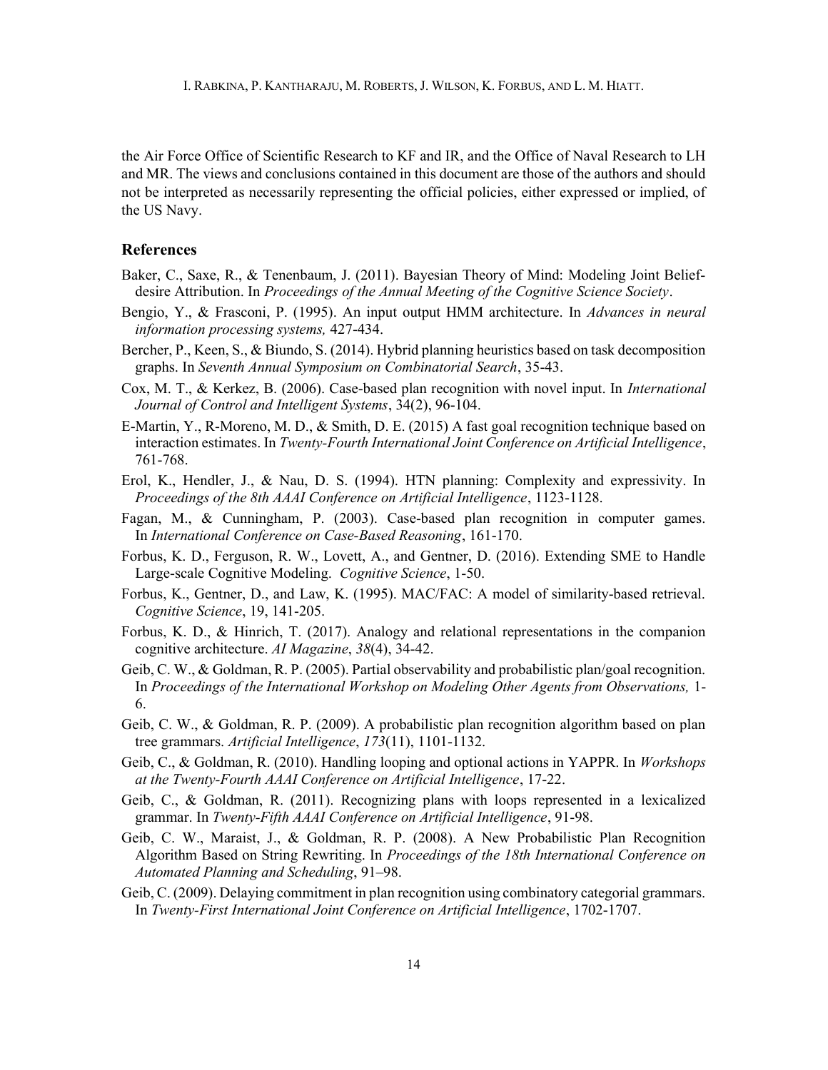the Air Force Office of Scientific Research to KF and IR, and the Office of Naval Research to LH and MR. The views and conclusions contained in this document are those of the authors and should not be interpreted as necessarily representing the official policies, either expressed or implied, of the US Navy.

## References

Baker, C., Saxe, R., & Tenenbaum, J. (2011). Bayesian Theory of Mind: Modeling Joint Belief-desire Attribution. In *Proceedings of the Annual Meeting of the Cognitive Science Society*.

Bengio, Y., & Frasconi, P. (1995). An input output HMM architecture. In *Advances in neural information processing systems,* 427-434.

Bercher, P., Keen, S., & Biundo, S. (2014). Hybrid planning heuristics based on task decomposition graphs. In *Seventh Annual Symposium on Combinatorial Search*, 35-43.

Cox, M. T., & Kerkez, B. (2006). Case-based plan recognition with novel input. In *International Journal of Control and Intelligent Systems*, 34(2), 96-104.

E-Martin, Y., R-Moreno, M. D., & Smith, D. E. (2015) A fast goal recognition technique based on interaction estimates. In *Twenty-Fourth International Joint Conference on Artificial Intelligence*, 761-768.

Erol, K., Hendler, J., & Nau, D. S. (1994). HTN planning: Complexity and expressivity. In *Proceedings of the 8th AAAI Conference on Artificial Intelligence*, 1123-1128.

Fagan, M., & Cunningham, P. (2003). Case-based plan recognition in computer games. In *International Conference on Case-Based Reasoning*, 161-170.

Forbus, K. D., Ferguson, R. W., Lovett, A., and Gentner, D. (2016). Extending SME to Handle Large-scale Cognitive Modeling. *Cognitive Science*, 1-50.

Forbus, K., Gentner, D., and Law, K. (1995). MAC/FAC: A model of similarity-based retrieval. *Cognitive Science*, 19, 141-205.

Forbus, K. D., & Hinrich, T. (2017). Analogy and relational representations in the companion cognitive architecture. *AI Magazine*, *38*(4), 34-42.

Geib, C. W., & Goldman, R. P. (2005). Partial observability and probabilistic plan/goal recognition. In *Proceedings of the International Workshop on Modeling Other Agents from Observations,* 1-6.

Geib, C. W., & Goldman, R. P. (2009). A probabilistic plan recognition algorithm based on plan tree grammars. *Artificial Intelligence*, *173*(11), 1101-1132.

Geib, C., & Goldman, R. (2010). Handling looping and optional actions in YAPPR. In *Workshops at the Twenty-Fourth AAAI Conference on Artificial Intelligence*, 17-22.

Geib, C., & Goldman, R. (2011). Recognizing plans with loops represented in a lexicalized grammar. In *Twenty-Fifth AAAI Conference on Artificial Intelligence*, 91-98.

Geib, C. W., Maraist, J., & Goldman, R. P. (2008). A New Probabilistic Plan Recognition Algorithm Based on String Rewriting. In *Proceedings of the 18th International Conference on Automated Planning and Scheduling*, 91–98.

Geib, C. (2009). Delaying commitment in plan recognition using combinatory categorial grammars. In *Twenty-First International Joint Conference on Artificial Intelligence*, 1702-1707.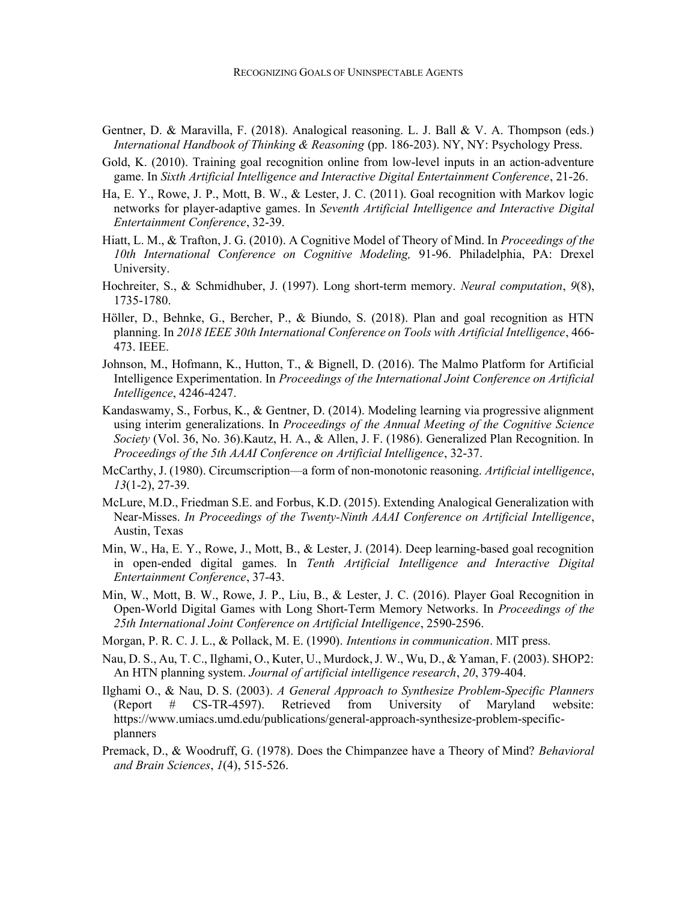Gentner, D. & Maravilla, F. (2018). Analogical reasoning. L. J. Ball & V. A. Thompson (eds.) *International Handbook of Thinking & Reasoning* (pp. 186-203). NY, NY: Psychology Press.

Gold, K. (2010). Training goal recognition online from low-level inputs in an action-adventure game. In *Sixth Artificial Intelligence and Interactive Digital Entertainment Conference*, 21-26.

Ha, E. Y., Rowe, J. P., Mott, B. W., & Lester, J. C. (2011). Goal recognition with Markov logic networks for player-adaptive games. In *Seventh Artificial Intelligence and Interactive Digital Entertainment Conference*, 32-39.

Hiatt, L. M., & Trafton, J. G. (2010). A Cognitive Model of Theory of Mind. In *Proceedings of the 10th International Conference on Cognitive Modeling,* 91-96. Philadelphia, PA: Drexel University.

Hochreiter, S., & Schmidhuber, J. (1997). Long short-term memory. *Neural computation*, *9*(8), 1735-1780.

Höller, D., Behnke, G., Bercher, P., & Biundo, S. (2018). Plan and goal recognition as HTN planning. In *2018 IEEE 30th International Conference on Tools with Artificial Intelligence*, 466-473. IEEE.

Johnson, M., Hofmann, K., Hutton, T., & Bignell, D. (2016). The Malmo Platform for Artificial Intelligence Experimentation. In *Proceedings of the International Joint Conference on Artificial Intelligence*, 4246-4247.

Kandaswamy, S., Forbus, K., & Gentner, D. (2014). Modeling learning via progressive alignment using interim generalizations. In *Proceedings of the Annual Meeting of the Cognitive Science Society* (Vol. 36, No. 36).Kautz, H. A., & Allen, J. F. (1986). Generalized Plan Recognition. In *Proceedings of the 5th AAAI Conference on Artificial Intelligence*, 32-37.

McCarthy, J. (1980). Circumscription—a form of non-monotonic reasoning. *Artificial intelligence*, *13*(1-2), 27-39.

McLure, M.D., Friedman S.E. and Forbus, K.D. (2015). Extending Analogical Generalization with Near-Misses. *In Proceedings of the Twenty-Ninth AAAI Conference on Artificial Intelligence*, Austin, Texas

Min, W., Ha, E. Y., Rowe, J., Mott, B., & Lester, J. (2014). Deep learning-based goal recognition in open-ended digital games. In *Tenth Artificial Intelligence and Interactive Digital Entertainment Conference*, 37-43.

Min, W., Mott, B. W., Rowe, J. P., Liu, B., & Lester, J. C. (2016). Player Goal Recognition in Open-World Digital Games with Long Short-Term Memory Networks. In *Proceedings of the 25th International Joint Conference on Artificial Intelligence*, 2590-2596.

Morgan, P. R. C. J. L., & Pollack, M. E. (1990). *Intentions in communication*. MIT press.

Nau, D. S., Au, T. C., Ilghami, O., Kuter, U., Murdock, J. W., Wu, D., & Yaman, F. (2003). SHOP2: An HTN planning system. *Journal of artificial intelligence research*, *20*, 379-404.

Ilghami O., & Nau, D. S. (2003). *A General Approach to Synthesize Problem-Specific Planners* (Report # CS-TR-4597). Retrieved from University of Maryland website: https://www.umiacs.umd.edu/publications/general-approach-synthesize-problem-specific-planners

Premack, D., & Woodruff, G. (1978). Does the Chimpanzee have a Theory of Mind? *Behavioral and Brain Sciences*, *1*(4), 515-526.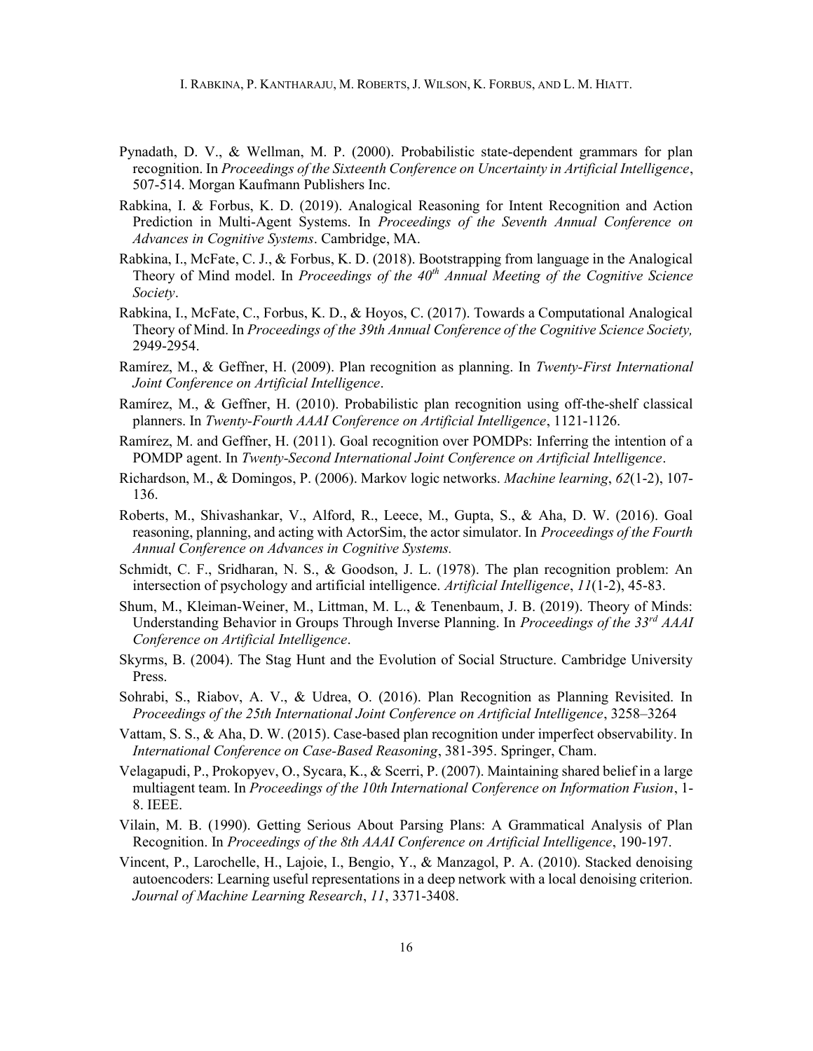Pynadath, D. V., & Wellman, M. P. (2000). Probabilistic state-dependent grammars for plan recognition. In *Proceedings of the Sixteenth Conference on Uncertainty in Artificial Intelligence*, 507-514. Morgan Kaufmann Publishers Inc.

Rabkina, I. & Forbus, K. D. (2019). Analogical Reasoning for Intent Recognition and Action Prediction in Multi-Agent Systems. In *Proceedings of the Seventh Annual Conference on Advances in Cognitive Systems*. Cambridge, MA.

Rabkina, I., McFate, C. J., & Forbus, K. D. (2018). Bootstrapping from language in the Analogical Theory of Mind model. In *Proceedings of the 40th Annual Meeting of the Cognitive Science Society*.

Rabkina, I., McFate, C., Forbus, K. D., & Hoyos, C. (2017). Towards a Computational Analogical Theory of Mind. In *Proceedings of the 39th Annual Conference of the Cognitive Science Society,* 2949-2954.

Ramírez, M., & Geffner, H. (2009). Plan recognition as planning. In *Twenty-First International Joint Conference on Artificial Intelligence*.

Ramírez, M., & Geffner, H. (2010). Probabilistic plan recognition using off-the-shelf classical planners. In *Twenty-Fourth AAAI Conference on Artificial Intelligence*, 1121-1126.

Ramírez, M. and Geffner, H. (2011). Goal recognition over POMDPs: Inferring the intention of a POMDP agent. In *Twenty-Second International Joint Conference on Artificial Intelligence*.

Richardson, M., & Domingos, P. (2006). Markov logic networks. *Machine learning*, *62*(1-2), 107-136.

Roberts, M., Shivashankar, V., Alford, R., Leece, M., Gupta, S., & Aha, D. W. (2016). Goal reasoning, planning, and acting with ActorSim, the actor simulator. In *Proceedings of the Fourth Annual Conference on Advances in Cognitive Systems.*

Schmidt, C. F., Sridharan, N. S., & Goodson, J. L. (1978). The plan recognition problem: An intersection of psychology and artificial intelligence. *Artificial Intelligence*, *11*(1-2), 45-83.

Shum, M., Kleiman-Weiner, M., Littman, M. L., & Tenenbaum, J. B. (2019). Theory of Minds: Understanding Behavior in Groups Through Inverse Planning. In *Proceedings of the 33rd AAAI Conference on Artificial Intelligence*.

Skyrms, B. (2004). The Stag Hunt and the Evolution of Social Structure. Cambridge University Press.

Sohrabi, S., Riabov, A. V., & Udrea, O. (2016). Plan Recognition as Planning Revisited. In *Proceedings of the 25th International Joint Conference on Artificial Intelligence*, 3258–3264

Vattam, S. S., & Aha, D. W. (2015). Case-based plan recognition under imperfect observability. In *International Conference on Case-Based Reasoning*, 381-395. Springer, Cham.

Velagapudi, P., Prokopyev, O., Sycara, K., & Scerri, P. (2007). Maintaining shared belief in a large multiagent team. In *Proceedings of the 10th International Conference on Information Fusion*, 1-8. IEEE.

Vilain, M. B. (1990). Getting Serious About Parsing Plans: A Grammatical Analysis of Plan Recognition. In *Proceedings of the 8th AAAI Conference on Artificial Intelligence*, 190-197.

Vincent, P., Larochelle, H., Lajoie, I., Bengio, Y., & Manzagol, P. A. (2010). Stacked denoising autoencoders: Learning useful representations in a deep network with a local denoising criterion. *Journal of Machine Learning Research*, *11*, 3371-3408.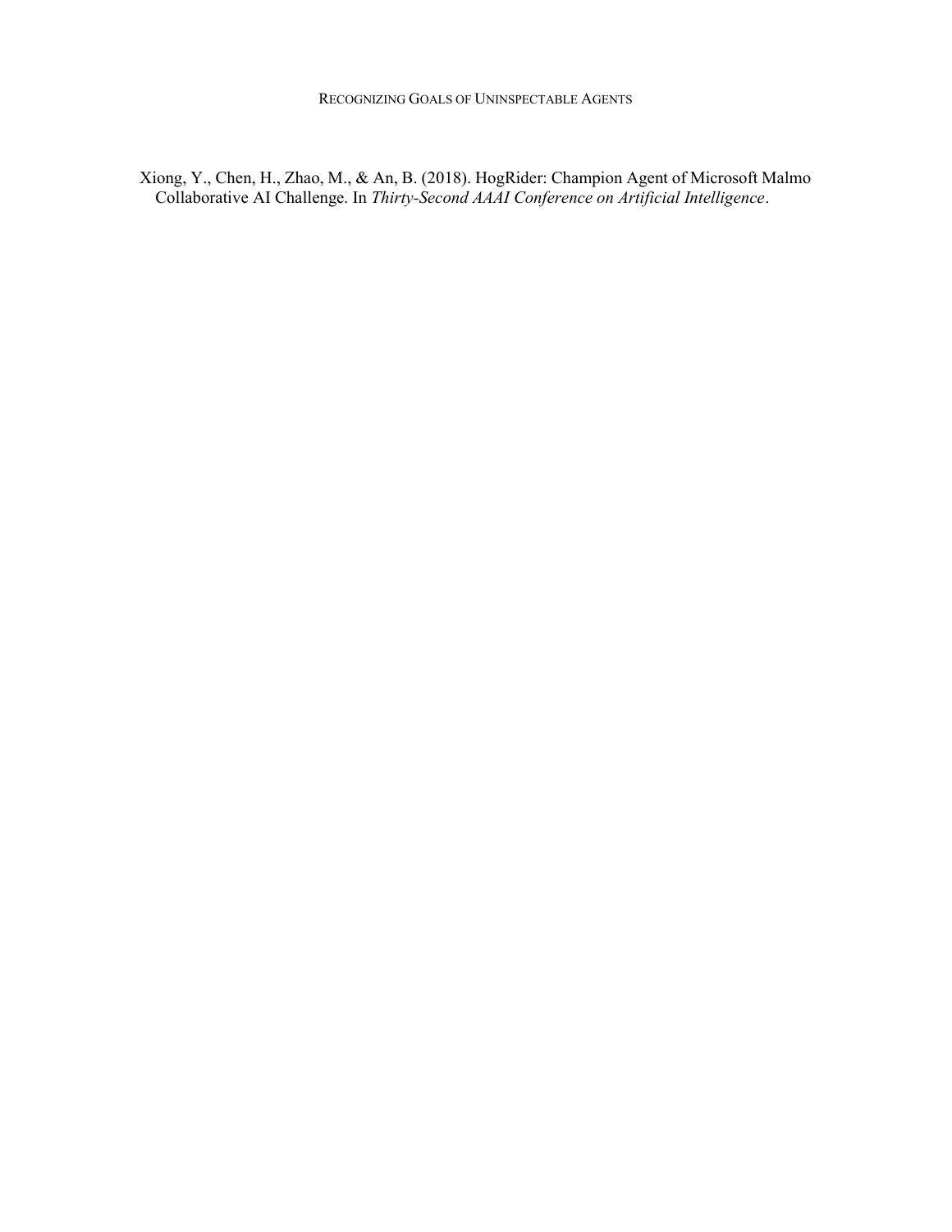Xiong, Y., Chen, H., Zhao, M., & An, B. (2018). HogRider: Champion Agent of Microsoft Malmo Collaborative AI Challenge. In *Thirty-Second AAAI Conference on Artificial Intelligence*.